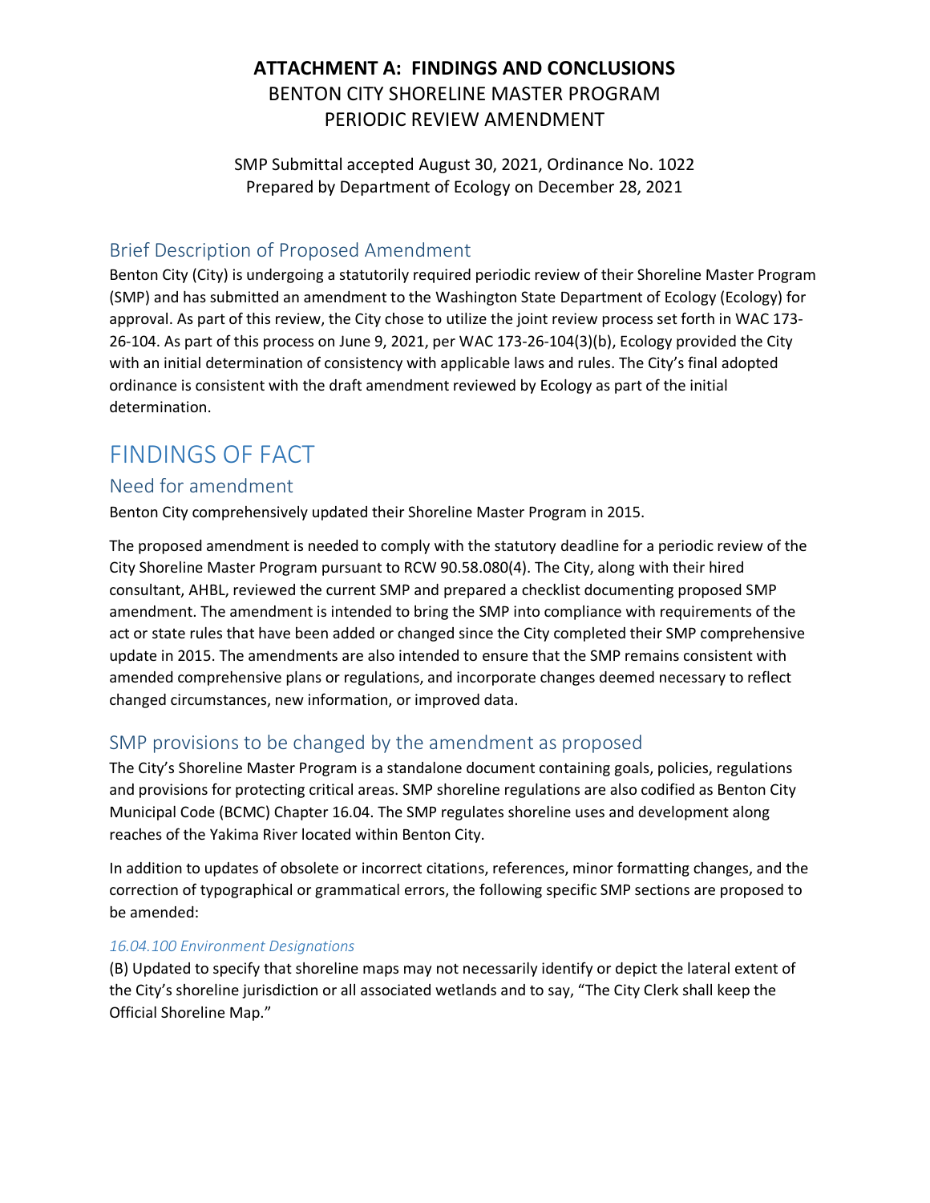# ATTACHMENT A: FINDINGS AND CONCLUSIONS

BENTON CITY SHORELINE MASTER PROGRAM
PERIODIC REVIEW AMENDMENT

SMP Submittal accepted August 30, 2021, Ordinance No. 1022
Prepared by Department of Ecology on December 28, 2021

## Brief Description of Proposed Amendment

Benton City (City) is undergoing a statutorily required periodic review of their Shoreline Master Program (SMP) and has submitted an amendment to the Washington State Department of Ecology (Ecology) for approval. As part of this review, the City chose to utilize the joint review process set forth in WAC 173-26-104. As part of this process on June 9, 2021, per WAC 173-26-104(3)(b), Ecology provided the City with an initial determination of consistency with applicable laws and rules. The City's final adopted ordinance is consistent with the draft amendment reviewed by Ecology as part of the initial determination.

# FINDINGS OF FACT

## Need for amendment

Benton City comprehensively updated their Shoreline Master Program in 2015.

The proposed amendment is needed to comply with the statutory deadline for a periodic review of the City Shoreline Master Program pursuant to RCW 90.58.080(4). The City, along with their hired consultant, AHBL, reviewed the current SMP and prepared a checklist documenting proposed SMP amendment. The amendment is intended to bring the SMP into compliance with requirements of the act or state rules that have been added or changed since the City completed their SMP comprehensive update in 2015. The amendments are also intended to ensure that the SMP remains consistent with amended comprehensive plans or regulations, and incorporate changes deemed necessary to reflect changed circumstances, new information, or improved data.

## SMP provisions to be changed by the amendment as proposed

The City's Shoreline Master Program is a standalone document containing goals, policies, regulations and provisions for protecting critical areas. SMP shoreline regulations are also codified as Benton City Municipal Code (BCMC) Chapter 16.04. The SMP regulates shoreline uses and development along reaches of the Yakima River located within Benton City.

In addition to updates of obsolete or incorrect citations, references, minor formatting changes, and the correction of typographical or grammatical errors, the following specific SMP sections are proposed to be amended:

### *16.04.100 Environment Designations*

(B) Updated to specify that shoreline maps may not necessarily identify or depict the lateral extent of the City's shoreline jurisdiction or all associated wetlands and to say, "The City Clerk shall keep the Official Shoreline Map."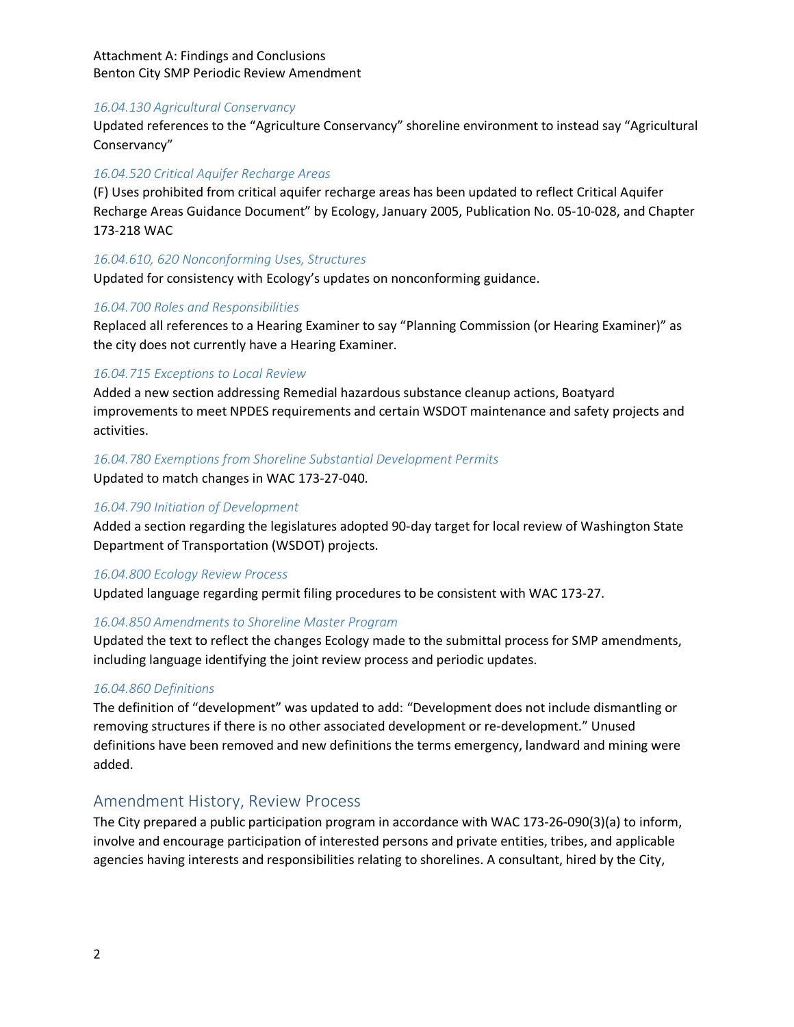*16.04.130 Agricultural Conservancy*

Updated references to the "Agriculture Conservancy" shoreline environment to instead say "Agricultural Conservancy"

*16.04.520 Critical Aquifer Recharge Areas*

(F) Uses prohibited from critical aquifer recharge areas has been updated to reflect Critical Aquifer Recharge Areas Guidance Document" by Ecology, January 2005, Publication No. 05-10-028, and Chapter 173-218 WAC

*16.04.610, 620 Nonconforming Uses, Structures*

Updated for consistency with Ecology's updates on nonconforming guidance.

*16.04.700 Roles and Responsibilities*

Replaced all references to a Hearing Examiner to say "Planning Commission (or Hearing Examiner)" as the city does not currently have a Hearing Examiner.

*16.04.715 Exceptions to Local Review*

Added a new section addressing Remedial hazardous substance cleanup actions, Boatyard improvements to meet NPDES requirements and certain WSDOT maintenance and safety projects and activities.

*16.04.780 Exemptions from Shoreline Substantial Development Permits*

Updated to match changes in WAC 173-27-040.

*16.04.790 Initiation of Development*

Added a section regarding the legislatures adopted 90-day target for local review of Washington State Department of Transportation (WSDOT) projects.

*16.04.800 Ecology Review Process*

Updated language regarding permit filing procedures to be consistent with WAC 173-27.

*16.04.850 Amendments to Shoreline Master Program*

Updated the text to reflect the changes Ecology made to the submittal process for SMP amendments, including language identifying the joint review process and periodic updates.

*16.04.860 Definitions*

The definition of "development" was updated to add: "Development does not include dismantling or removing structures if there is no other associated development or re-development." Unused definitions have been removed and new definitions the terms emergency, landward and mining were added.

## Amendment History, Review Process

The City prepared a public participation program in accordance with WAC 173-26-090(3)(a) to inform, involve and encourage participation of interested persons and private entities, tribes, and applicable agencies having interests and responsibilities relating to shorelines. A consultant, hired by the City,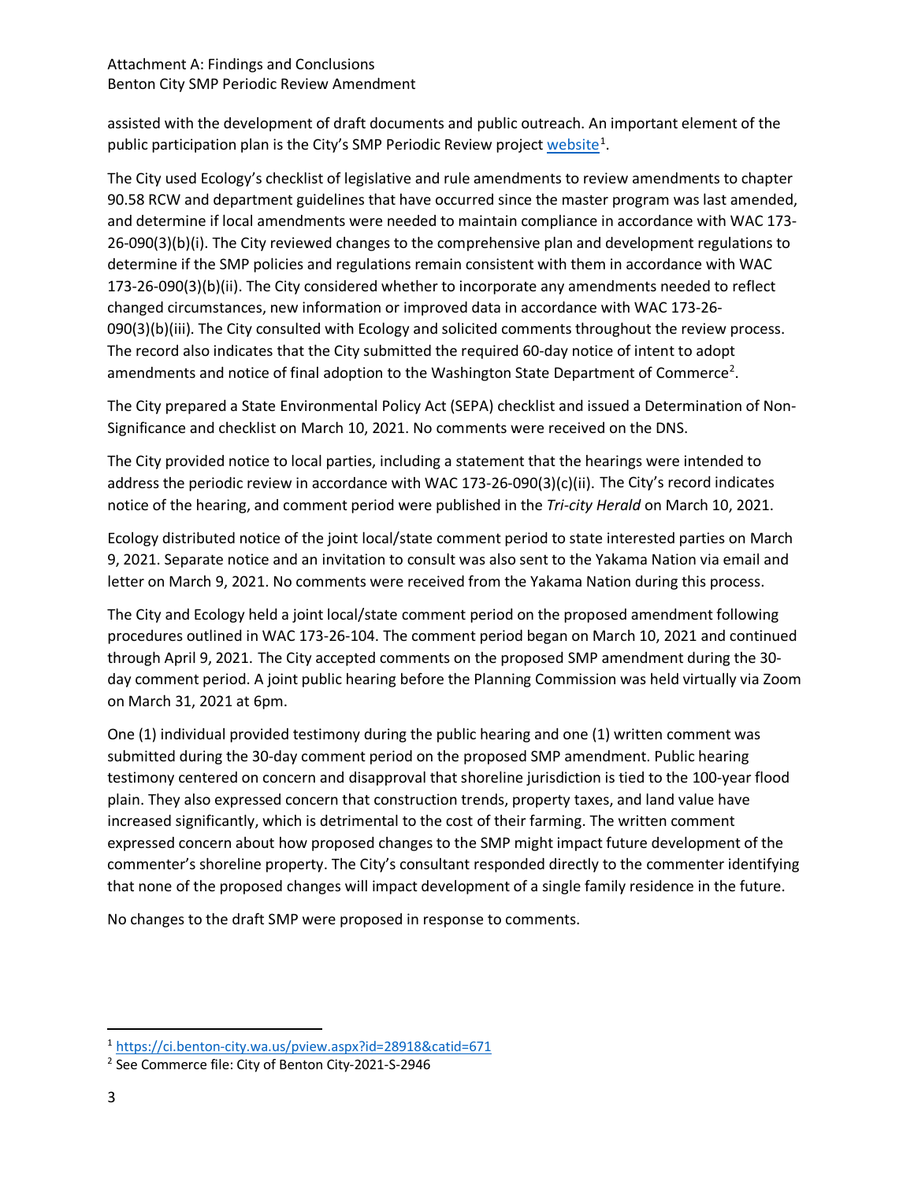assisted with the development of draft documents and public outreach. An important element of the public participation plan is the City's SMP Periodic Review project [website](https://ci.benton-city.wa.us/pview.aspx?id=28918&catid=671)[1].

The City used Ecology's checklist of legislative and rule amendments to review amendments to chapter 90.58 RCW and department guidelines that have occurred since the master program was last amended, and determine if local amendments were needed to maintain compliance in accordance with WAC 173-26-090(3)(b)(i). The City reviewed changes to the comprehensive plan and development regulations to determine if the SMP policies and regulations remain consistent with them in accordance with WAC 173-26-090(3)(b)(ii). The City considered whether to incorporate any amendments needed to reflect changed circumstances, new information or improved data in accordance with WAC 173-26-090(3)(b)(iii). The City consulted with Ecology and solicited comments throughout the review process. The record also indicates that the City submitted the required 60-day notice of intent to adopt amendments and notice of final adoption to the Washington State Department of Commerce[2].

The City prepared a State Environmental Policy Act (SEPA) checklist and issued a Determination of Non-Significance and checklist on March 10, 2021. No comments were received on the DNS.

The City provided notice to local parties, including a statement that the hearings were intended to address the periodic review in accordance with WAC 173-26-090(3)(c)(ii). The City's record indicates notice of the hearing, and comment period were published in the *Tri-city Herald* on March 10, 2021.

Ecology distributed notice of the joint local/state comment period to state interested parties on March 9, 2021. Separate notice and an invitation to consult was also sent to the Yakama Nation via email and letter on March 9, 2021. No comments were received from the Yakama Nation during this process.

The City and Ecology held a joint local/state comment period on the proposed amendment following procedures outlined in WAC 173-26-104. The comment period began on March 10, 2021 and continued through April 9, 2021. The City accepted comments on the proposed SMP amendment during the 30-day comment period. A joint public hearing before the Planning Commission was held virtually via Zoom on March 31, 2021 at 6pm.

One (1) individual provided testimony during the public hearing and one (1) written comment was submitted during the 30-day comment period on the proposed SMP amendment. Public hearing testimony centered on concern and disapproval that shoreline jurisdiction is tied to the 100-year flood plain. They also expressed concern that construction trends, property taxes, and land value have increased significantly, which is detrimental to the cost of their farming. The written comment expressed concern about how proposed changes to the SMP might impact future development of the commenter's shoreline property. The City's consultant responded directly to the commenter identifying that none of the proposed changes will impact development of a single family residence in the future.

No changes to the draft SMP were proposed in response to comments.

---

[1] https://ci.benton-city.wa.us/pview.aspx?id=28918&catid=671

[2] See Commerce file: City of Benton City-2021-S-2946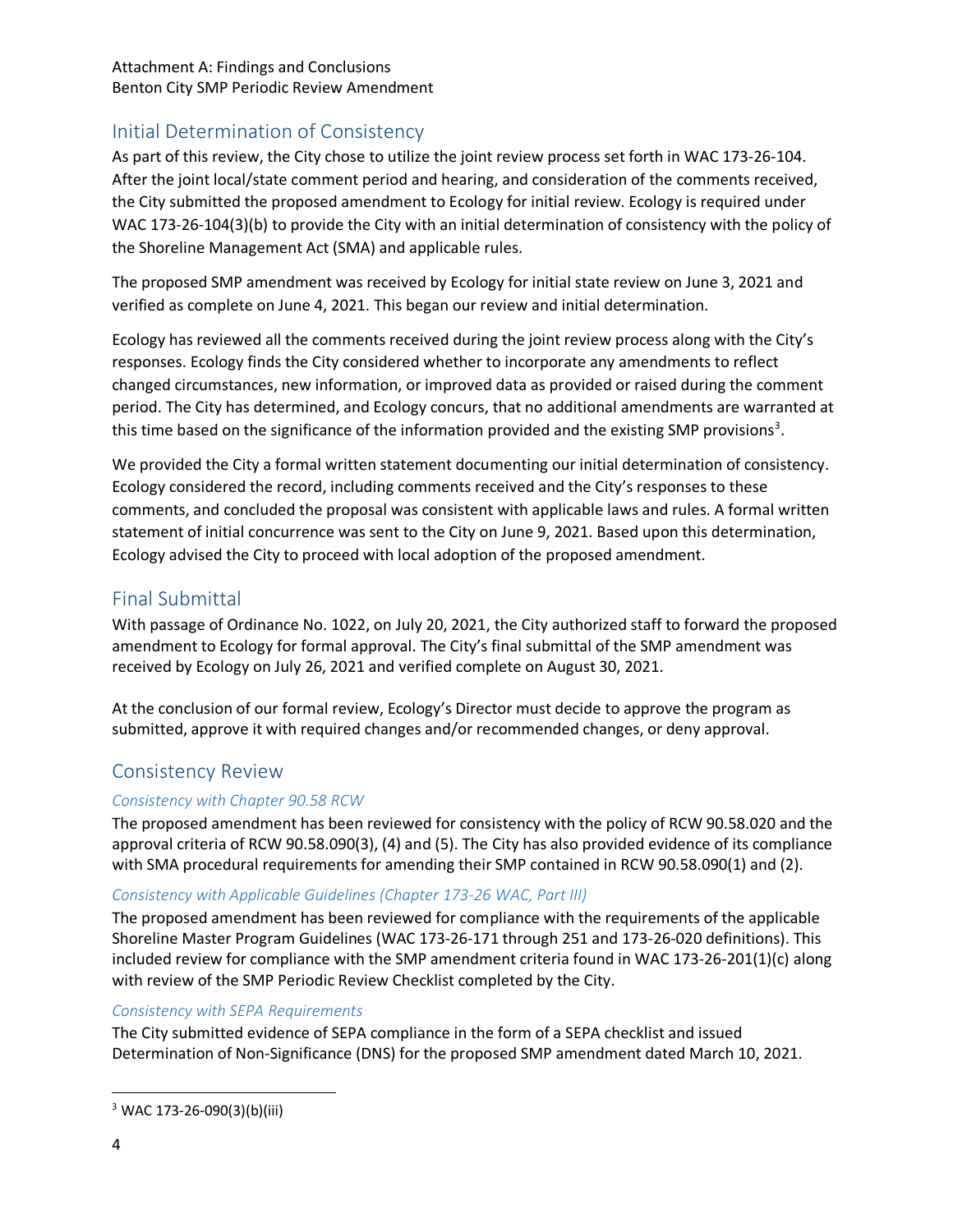## Initial Determination of Consistency

As part of this review, the City chose to utilize the joint review process set forth in WAC 173-26-104. After the joint local/state comment period and hearing, and consideration of the comments received, the City submitted the proposed amendment to Ecology for initial review. Ecology is required under WAC 173-26-104(3)(b) to provide the City with an initial determination of consistency with the policy of the Shoreline Management Act (SMA) and applicable rules.

The proposed SMP amendment was received by Ecology for initial state review on June 3, 2021 and verified as complete on June 4, 2021. This began our review and initial determination.

Ecology has reviewed all the comments received during the joint review process along with the City's responses. Ecology finds the City considered whether to incorporate any amendments to reflect changed circumstances, new information, or improved data as provided or raised during the comment period. The City has determined, and Ecology concurs, that no additional amendments are warranted at this time based on the significance of the information provided and the existing SMP provisions[3].

We provided the City a formal written statement documenting our initial determination of consistency. Ecology considered the record, including comments received and the City's responses to these comments, and concluded the proposal was consistent with applicable laws and rules. A formal written statement of initial concurrence was sent to the City on June 9, 2021. Based upon this determination, Ecology advised the City to proceed with local adoption of the proposed amendment.

## Final Submittal

With passage of Ordinance No. 1022, on July 20, 2021, the City authorized staff to forward the proposed amendment to Ecology for formal approval. The City's final submittal of the SMP amendment was received by Ecology on July 26, 2021 and verified complete on August 30, 2021.

At the conclusion of our formal review, Ecology's Director must decide to approve the program as submitted, approve it with required changes and/or recommended changes, or deny approval.

## Consistency Review

### *Consistency with Chapter 90.58 RCW*

The proposed amendment has been reviewed for consistency with the policy of RCW 90.58.020 and the approval criteria of RCW 90.58.090(3), (4) and (5). The City has also provided evidence of its compliance with SMA procedural requirements for amending their SMP contained in RCW 90.58.090(1) and (2).

### *Consistency with Applicable Guidelines (Chapter 173-26 WAC, Part III)*

The proposed amendment has been reviewed for compliance with the requirements of the applicable Shoreline Master Program Guidelines (WAC 173-26-171 through 251 and 173-26-020 definitions). This included review for compliance with the SMP amendment criteria found in WAC 173-26-201(1)(c) along with review of the SMP Periodic Review Checklist completed by the City.

### *Consistency with SEPA Requirements*

The City submitted evidence of SEPA compliance in the form of a SEPA checklist and issued Determination of Non-Significance (DNS) for the proposed SMP amendment dated March 10, 2021.

---

[3] WAC 173-26-090(3)(b)(iii)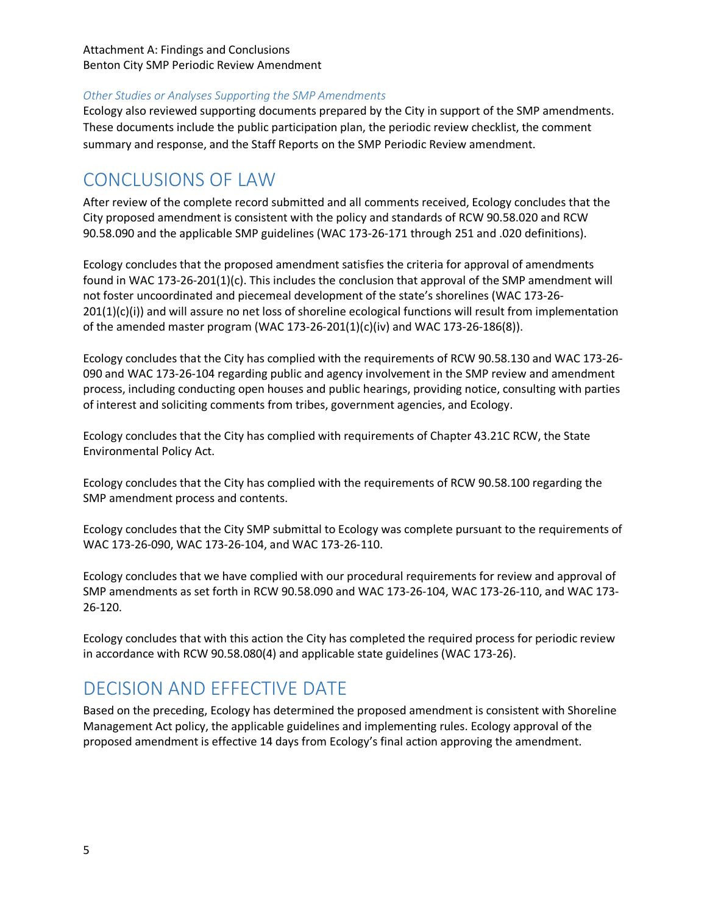*Other Studies or Analyses Supporting the SMP Amendments*

Ecology also reviewed supporting documents prepared by the City in support of the SMP amendments. These documents include the public participation plan, the periodic review checklist, the comment summary and response, and the Staff Reports on the SMP Periodic Review amendment.

# CONCLUSIONS OF LAW

After review of the complete record submitted and all comments received, Ecology concludes that the City proposed amendment is consistent with the policy and standards of RCW 90.58.020 and RCW 90.58.090 and the applicable SMP guidelines (WAC 173-26-171 through 251 and .020 definitions).

Ecology concludes that the proposed amendment satisfies the criteria for approval of amendments found in WAC 173-26-201(1)(c). This includes the conclusion that approval of the SMP amendment will not foster uncoordinated and piecemeal development of the state's shorelines (WAC 173-26-201(1)(c)(i)) and will assure no net loss of shoreline ecological functions will result from implementation of the amended master program (WAC 173-26-201(1)(c)(iv) and WAC 173-26-186(8)).

Ecology concludes that the City has complied with the requirements of RCW 90.58.130 and WAC 173-26-090 and WAC 173-26-104 regarding public and agency involvement in the SMP review and amendment process, including conducting open houses and public hearings, providing notice, consulting with parties of interest and soliciting comments from tribes, government agencies, and Ecology.

Ecology concludes that the City has complied with requirements of Chapter 43.21C RCW, the State Environmental Policy Act.

Ecology concludes that the City has complied with the requirements of RCW 90.58.100 regarding the SMP amendment process and contents.

Ecology concludes that the City SMP submittal to Ecology was complete pursuant to the requirements of WAC 173-26-090, WAC 173-26-104, and WAC 173-26-110.

Ecology concludes that we have complied with our procedural requirements for review and approval of SMP amendments as set forth in RCW 90.58.090 and WAC 173-26-104, WAC 173-26-110, and WAC 173-26-120.

Ecology concludes that with this action the City has completed the required process for periodic review in accordance with RCW 90.58.080(4) and applicable state guidelines (WAC 173-26).

# DECISION AND EFFECTIVE DATE

Based on the preceding, Ecology has determined the proposed amendment is consistent with Shoreline Management Act policy, the applicable guidelines and implementing rules. Ecology approval of the proposed amendment is effective 14 days from Ecology's final action approving the amendment.